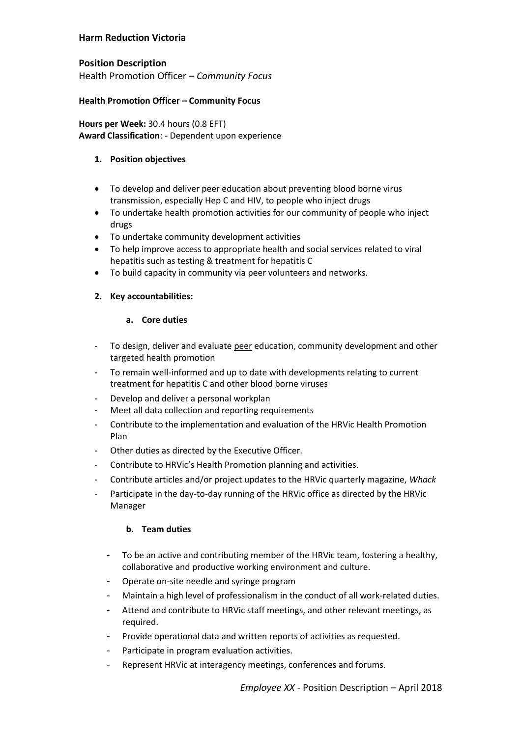**Harm Reduction Victoria**

## Position Description

Health Promotion Officer – *Community Focus*

### Health Promotion Officer – Community Focus

**Hours per Week:** 30.4 hours (0.8 EFT)
**Award Classification**: - Dependent upon experience

1. **Position objectives**

- To develop and deliver peer education about preventing blood borne virus transmission, especially Hep C and HIV, to people who inject drugs
- To undertake health promotion activities for our community of people who inject drugs
- To undertake community development activities
- To help improve access to appropriate health and social services related to viral hepatitis such as testing & treatment for hepatitis C
- To build capacity in community via peer volunteers and networks.

2. **Key accountabilities:**

   a. **Core duties**

- To design, deliver and evaluate <u>peer</u> education, community development and other targeted health promotion
- To remain well-informed and up to date with developments relating to current treatment for hepatitis C and other blood borne viruses
- Develop and deliver a personal workplan
- Meet all data collection and reporting requirements
- Contribute to the implementation and evaluation of the HRVic Health Promotion Plan
- Other duties as directed by the Executive Officer.
- Contribute to HRVic's Health Promotion planning and activities.
- Contribute articles and/or project updates to the HRVic quarterly magazine, *Whack*
- Participate in the day-to-day running of the HRVic office as directed by the HRVic Manager

   b. **Team duties**

- To be an active and contributing member of the HRVic team, fostering a healthy, collaborative and productive working environment and culture.
- Operate on-site needle and syringe program
- Maintain a high level of professionalism in the conduct of all work-related duties.
- Attend and contribute to HRVic staff meetings, and other relevant meetings, as required.
- Provide operational data and written reports of activities as requested.
- Participate in program evaluation activities.
- Represent HRVic at interagency meetings, conferences and forums.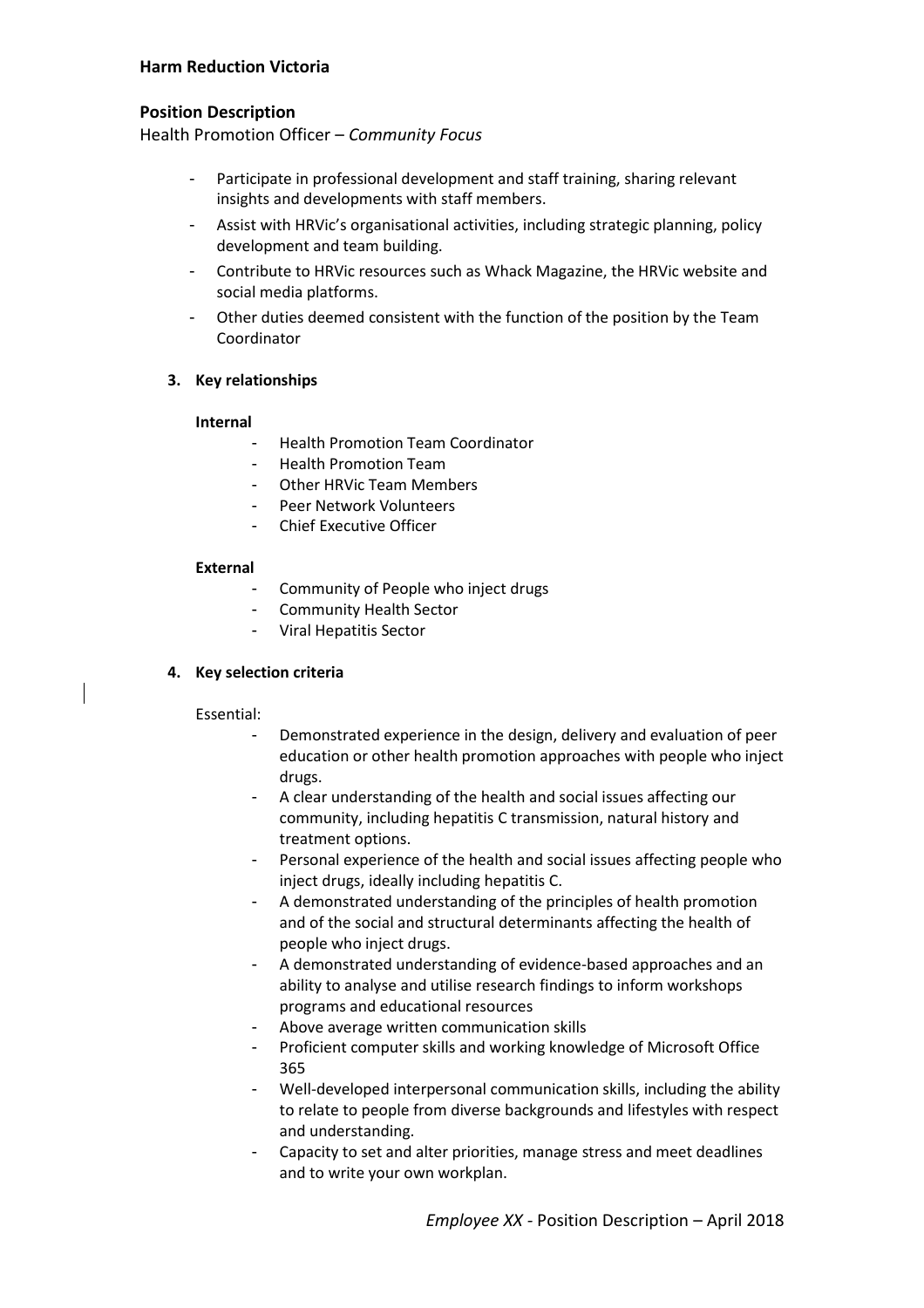- Participate in professional development and staff training, sharing relevant insights and developments with staff members.
- Assist with HRVic's organisational activities, including strategic planning, policy development and team building.
- Contribute to HRVic resources such as Whack Magazine, the HRVic website and social media platforms.
- Other duties deemed consistent with the function of the position by the Team Coordinator

### 3. Key relationships

**Internal**

- Health Promotion Team Coordinator
- Health Promotion Team
- Other HRVic Team Members
- Peer Network Volunteers
- Chief Executive Officer

**External**

- Community of People who inject drugs
- Community Health Sector
- Viral Hepatitis Sector

### 4. Key selection criteria

Essential:

- Demonstrated experience in the design, delivery and evaluation of peer education or other health promotion approaches with people who inject drugs.
- A clear understanding of the health and social issues affecting our community, including hepatitis C transmission, natural history and treatment options.
- Personal experience of the health and social issues affecting people who inject drugs, ideally including hepatitis C.
- A demonstrated understanding of the principles of health promotion and of the social and structural determinants affecting the health of people who inject drugs.
- A demonstrated understanding of evidence-based approaches and an ability to analyse and utilise research findings to inform workshops programs and educational resources
- Above average written communication skills
- Proficient computer skills and working knowledge of Microsoft Office 365
- Well-developed interpersonal communication skills, including the ability to relate to people from diverse backgrounds and lifestyles with respect and understanding.
- Capacity to set and alter priorities, manage stress and meet deadlines and to write your own workplan.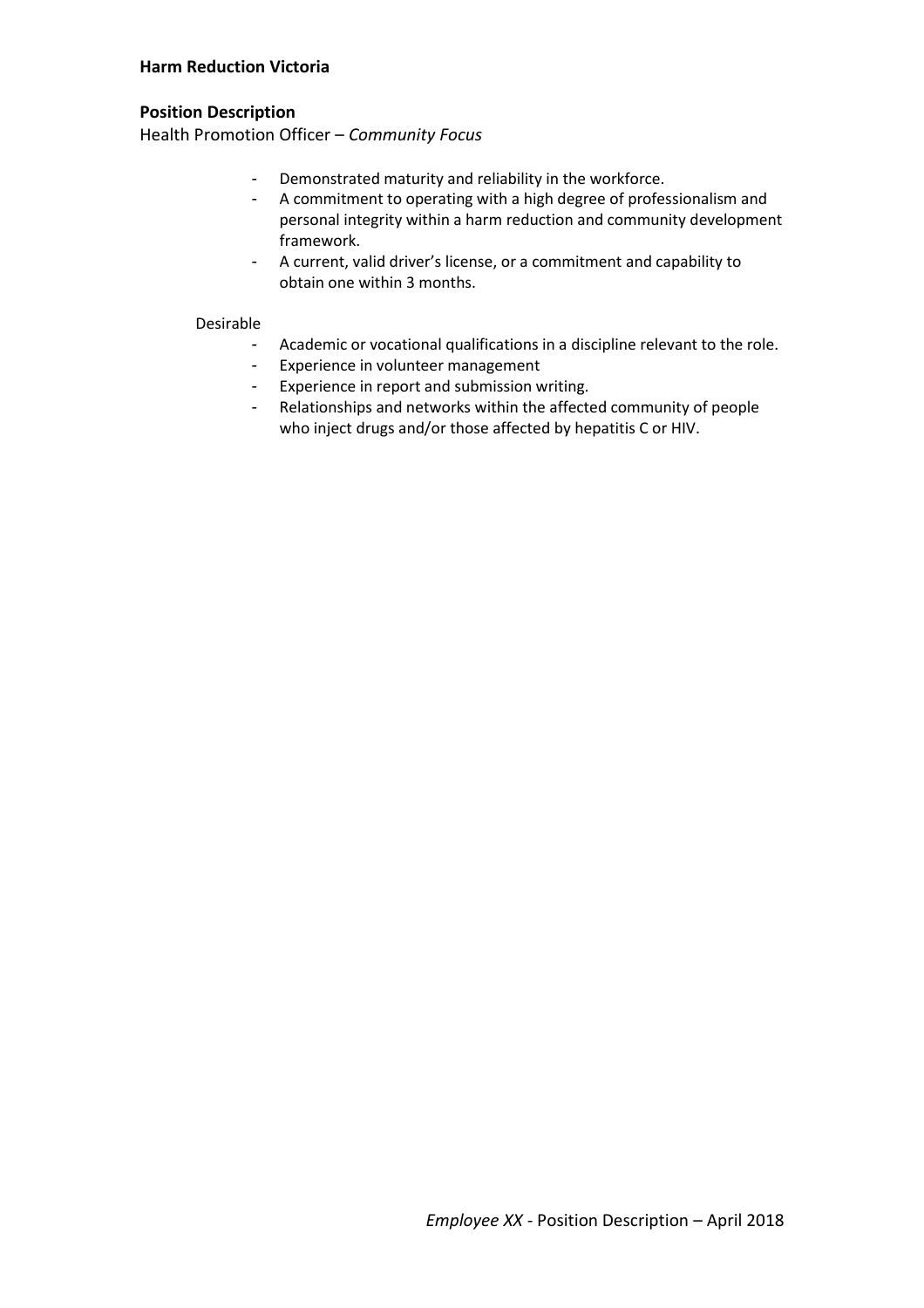- Demonstrated maturity and reliability in the workforce.
- A commitment to operating with a high degree of professionalism and personal integrity within a harm reduction and community development framework.
- A current, valid driver's license, or a commitment and capability to obtain one within 3 months.

Desirable

- Academic or vocational qualifications in a discipline relevant to the role.
- Experience in volunteer management
- Experience in report and submission writing.
- Relationships and networks within the affected community of people who inject drugs and/or those affected by hepatitis C or HIV.